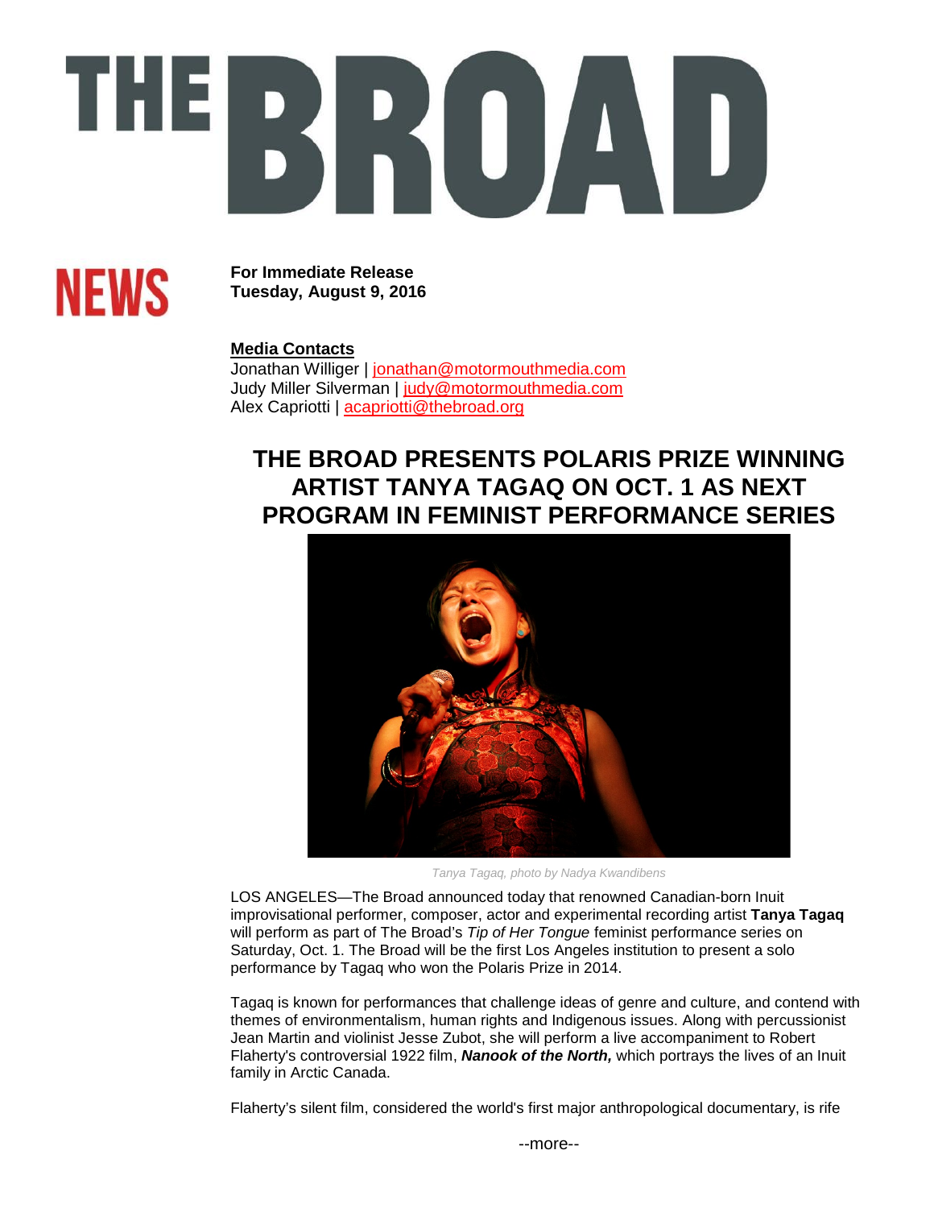# THE BROAD

**NEWS**

**For Immediate Release**
**Tuesday, August 9, 2016**

**Media Contacts**
Jonathan Williger | jonathan@motormouthmedia.com
Judy Miller Silverman | judy@motormouthmedia.com
Alex Capriotti | acapriotti@thebroad.org

## THE BROAD PRESENTS POLARIS PRIZE WINNING ARTIST TANYA TAGAQ ON OCT. 1 AS NEXT PROGRAM IN FEMINIST PERFORMANCE SERIES

*Tanya Tagaq, photo by Nadya Kwandibens*

LOS ANGELES—The Broad announced today that renowned Canadian-born Inuit improvisational performer, composer, actor and experimental recording artist **Tanya Tagaq** will perform as part of The Broad's *Tip of Her Tongue* feminist performance series on Saturday, Oct. 1. The Broad will be the first Los Angeles institution to present a solo performance by Tagaq who won the Polaris Prize in 2014.

Tagaq is known for performances that challenge ideas of genre and culture, and contend with themes of environmentalism, human rights and Indigenous issues. Along with percussionist Jean Martin and violinist Jesse Zubot, she will perform a live accompaniment to Robert Flaherty's controversial 1922 film, ***Nanook of the North,*** which portrays the lives of an Inuit family in Arctic Canada.

Flaherty's silent film, considered the world's first major anthropological documentary, is rife

--more--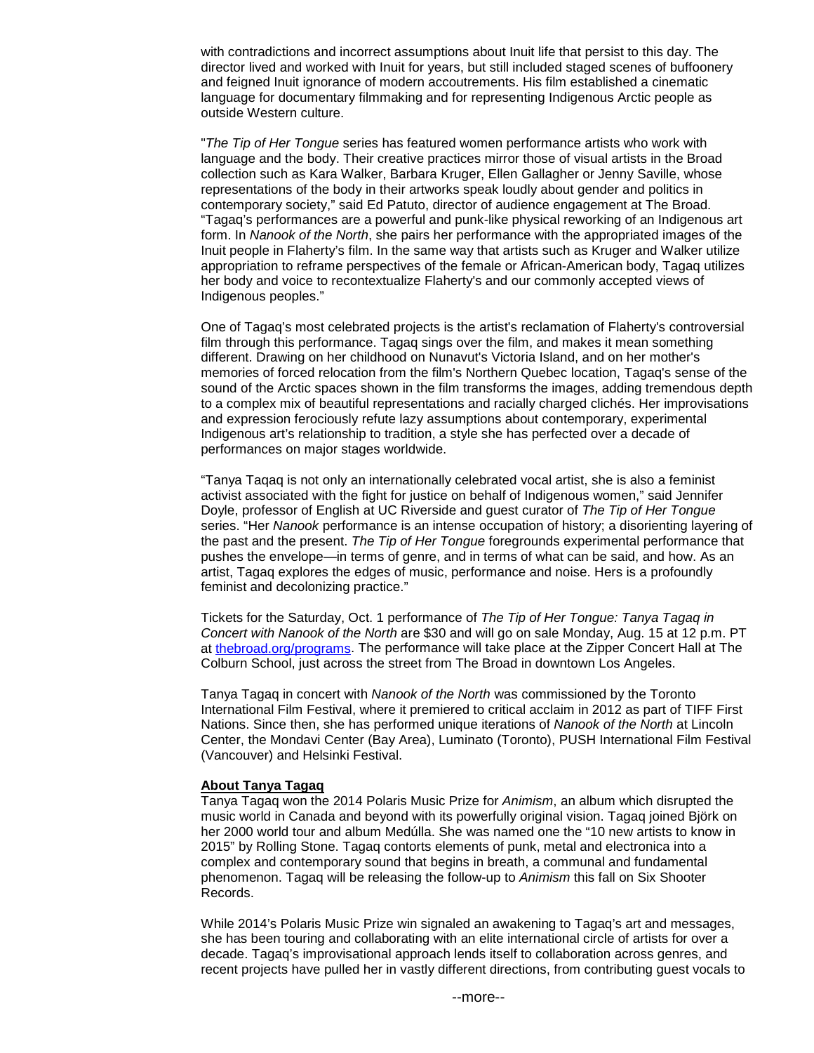with contradictions and incorrect assumptions about Inuit life that persist to this day. The director lived and worked with Inuit for years, but still included staged scenes of buffoonery and feigned Inuit ignorance of modern accoutrements. His film established a cinematic language for documentary filmmaking and for representing Indigenous Arctic people as outside Western culture.

"*The Tip of Her Tongue* series has featured women performance artists who work with language and the body. Their creative practices mirror those of visual artists in the Broad collection such as Kara Walker, Barbara Kruger, Ellen Gallagher or Jenny Saville, whose representations of the body in their artworks speak loudly about gender and politics in contemporary society," said Ed Patuto, director of audience engagement at The Broad. "Tagaq's performances are a powerful and punk-like physical reworking of an Indigenous art form. In *Nanook of the North*, she pairs her performance with the appropriated images of the Inuit people in Flaherty's film. In the same way that artists such as Kruger and Walker utilize appropriation to reframe perspectives of the female or African-American body, Tagaq utilizes her body and voice to recontextualize Flaherty's and our commonly accepted views of Indigenous peoples."

One of Tagaq's most celebrated projects is the artist's reclamation of Flaherty's controversial film through this performance. Tagaq sings over the film, and makes it mean something different. Drawing on her childhood on Nunavut's Victoria Island, and on her mother's memories of forced relocation from the film's Northern Quebec location, Tagaq's sense of the sound of the Arctic spaces shown in the film transforms the images, adding tremendous depth to a complex mix of beautiful representations and racially charged clichés. Her improvisations and expression ferociously refute lazy assumptions about contemporary, experimental Indigenous art's relationship to tradition, a style she has perfected over a decade of performances on major stages worldwide.

"Tanya Taqaq is not only an internationally celebrated vocal artist, she is also a feminist activist associated with the fight for justice on behalf of Indigenous women," said Jennifer Doyle, professor of English at UC Riverside and guest curator of *The Tip of Her Tongue* series. "Her *Nanook* performance is an intense occupation of history; a disorienting layering of the past and the present. *The Tip of Her Tongue* foregrounds experimental performance that pushes the envelope—in terms of genre, and in terms of what can be said, and how. As an artist, Tagaq explores the edges of music, performance and noise. Hers is a profoundly feminist and decolonizing practice."

Tickets for the Saturday, Oct. 1 performance of *The Tip of Her Tongue: Tanya Tagaq in Concert with Nanook of the North* are $30 and will go on sale Monday, Aug. 15 at 12 p.m. PT at [thebroad.org/programs](thebroad.org/programs). The performance will take place at the Zipper Concert Hall at The Colburn School, just across the street from The Broad in downtown Los Angeles.

Tanya Tagaq in concert with *Nanook of the North* was commissioned by the Toronto International Film Festival, where it premiered to critical acclaim in 2012 as part of TIFF First Nations. Since then, she has performed unique iterations of *Nanook of the North* at Lincoln Center, the Mondavi Center (Bay Area), Luminato (Toronto), PUSH International Film Festival (Vancouver) and Helsinki Festival.

**About Tanya Tagaq**

Tanya Tagaq won the 2014 Polaris Music Prize for *Animism*, an album which disrupted the music world in Canada and beyond with its powerfully original vision. Tagaq joined Björk on her 2000 world tour and album Medúlla. She was named one the "10 new artists to know in 2015" by Rolling Stone. Tagaq contorts elements of punk, metal and electronica into a complex and contemporary sound that begins in breath, a communal and fundamental phenomenon. Tagaq will be releasing the follow-up to *Animism* this fall on Six Shooter Records.

While 2014's Polaris Music Prize win signaled an awakening to Tagaq's art and messages, she has been touring and collaborating with an elite international circle of artists for over a decade. Tagaq's improvisational approach lends itself to collaboration across genres, and recent projects have pulled her in vastly different directions, from contributing guest vocals to

--more--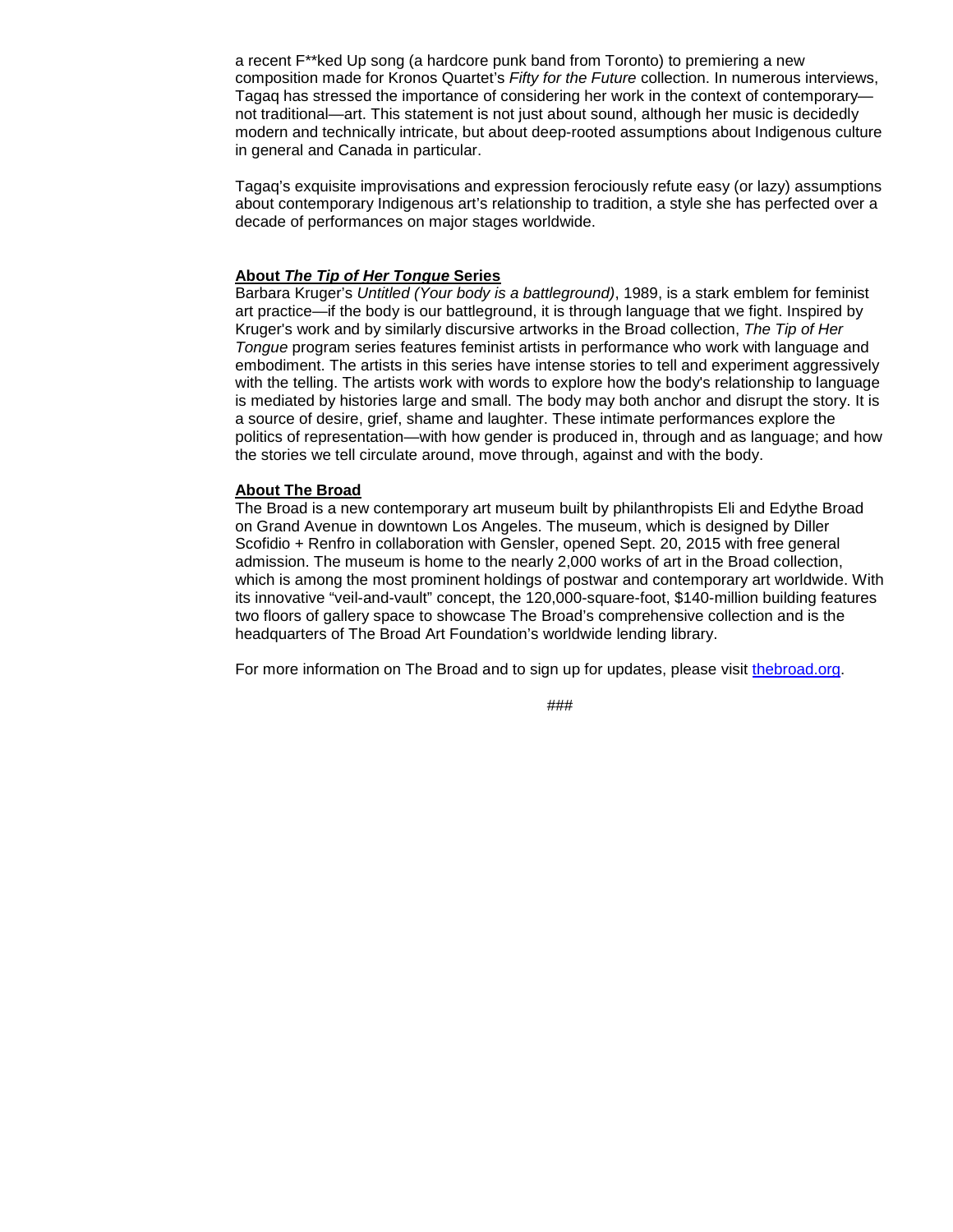a recent F**ked Up song (a hardcore punk band from Toronto) to premiering a new composition made for Kronos Quartet's *Fifty for the Future* collection. In numerous interviews, Tagaq has stressed the importance of considering her work in the context of contemporary—not traditional—art. This statement is not just about sound, although her music is decidedly modern and technically intricate, but about deep-rooted assumptions about Indigenous culture in general and Canada in particular.

Tagaq's exquisite improvisations and expression ferociously refute easy (or lazy) assumptions about contemporary Indigenous art's relationship to tradition, a style she has perfected over a decade of performances on major stages worldwide.

**About *The Tip of Her Tongue* Series**

Barbara Kruger's *Untitled (Your body is a battleground)*, 1989, is a stark emblem for feminist art practice—if the body is our battleground, it is through language that we fight. Inspired by Kruger's work and by similarly discursive artworks in the Broad collection, *The Tip of Her Tongue* program series features feminist artists in performance who work with language and embodiment. The artists in this series have intense stories to tell and experiment aggressively with the telling. The artists work with words to explore how the body's relationship to language is mediated by histories large and small. The body may both anchor and disrupt the story. It is a source of desire, grief, shame and laughter. These intimate performances explore the politics of representation—with how gender is produced in, through and as language; and how the stories we tell circulate around, move through, against and with the body.

**About The Broad**

The Broad is a new contemporary art museum built by philanthropists Eli and Edythe Broad on Grand Avenue in downtown Los Angeles. The museum, which is designed by Diller Scofidio + Renfro in collaboration with Gensler, opened Sept. 20, 2015 with free general admission. The museum is home to the nearly 2,000 works of art in the Broad collection, which is among the most prominent holdings of postwar and contemporary art worldwide. With its innovative "veil-and-vault" concept, the 120,000-square-foot, $140-million building features two floors of gallery space to showcase The Broad's comprehensive collection and is the headquarters of The Broad Art Foundation's worldwide lending library.

For more information on The Broad and to sign up for updates, please visit thebroad.org.

###